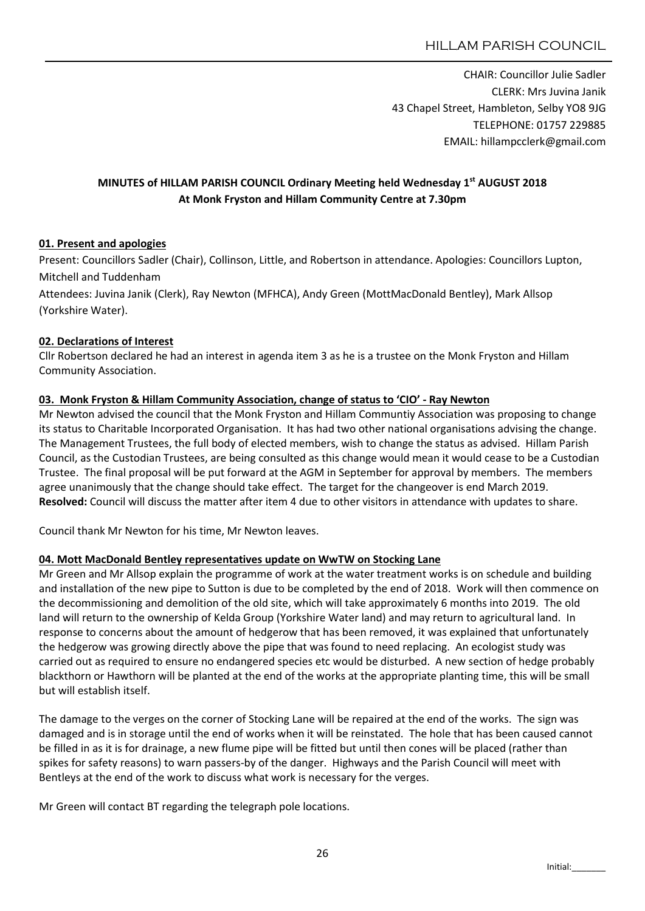CHAIR: Councillor Julie Sadler
CLERK: Mrs Juvina Janik
43 Chapel Street, Hambleton, Selby YO8 9JG
TELEPHONE: 01757 229885
EMAIL: hillampcclerk@gmail.com

# MINUTES of HILLAM PARISH COUNCIL Ordinary Meeting held Wednesday 1st AUGUST 2018 At Monk Fryston and Hillam Community Centre at 7.30pm

## 01. Present and apologies

Present: Councillors Sadler (Chair), Collinson, Little, and Robertson in attendance. Apologies: Councillors Lupton, Mitchell and Tuddenham

Attendees: Juvina Janik (Clerk), Ray Newton (MFHCA), Andy Green (MottMacDonald Bentley), Mark Allsop (Yorkshire Water).

## 02. Declarations of Interest

Cllr Robertson declared he had an interest in agenda item 3 as he is a trustee on the Monk Fryston and Hillam Community Association.

## 03. Monk Fryston & Hillam Community Association, change of status to 'CIO' - Ray Newton

Mr Newton advised the council that the Monk Fryston and Hillam Communtiy Association was proposing to change its status to Charitable Incorporated Organisation. It has had two other national organisations advising the change. The Management Trustees, the full body of elected members, wish to change the status as advised. Hillam Parish Council, as the Custodian Trustees, are being consulted as this change would mean it would cease to be a Custodian Trustee. The final proposal will be put forward at the AGM in September for approval by members. The members agree unanimously that the change should take effect. The target for the changeover is end March 2019.
**Resolved:** Council will discuss the matter after item 4 due to other visitors in attendance with updates to share.

Council thank Mr Newton for his time, Mr Newton leaves.

## 04. Mott MacDonald Bentley representatives update on WwTW on Stocking Lane

Mr Green and Mr Allsop explain the programme of work at the water treatment works is on schedule and building and installation of the new pipe to Sutton is due to be completed by the end of 2018. Work will then commence on the decommissioning and demolition of the old site, which will take approximately 6 months into 2019. The old land will return to the ownership of Kelda Group (Yorkshire Water land) and may return to agricultural land. In response to concerns about the amount of hedgerow that has been removed, it was explained that unfortunately the hedgerow was growing directly above the pipe that was found to need replacing. An ecologist study was carried out as required to ensure no endangered species etc would be disturbed. A new section of hedge probably blackthorn or Hawthorn will be planted at the end of the works at the appropriate planting time, this will be small but will establish itself.

The damage to the verges on the corner of Stocking Lane will be repaired at the end of the works. The sign was damaged and is in storage until the end of works when it will be reinstated. The hole that has been caused cannot be filled in as it is for drainage, a new flume pipe will be fitted but until then cones will be placed (rather than spikes for safety reasons) to warn passers-by of the danger. Highways and the Parish Council will meet with Bentleys at the end of the work to discuss what work is necessary for the verges.

Mr Green will contact BT regarding the telegraph pole locations.

Initial:_______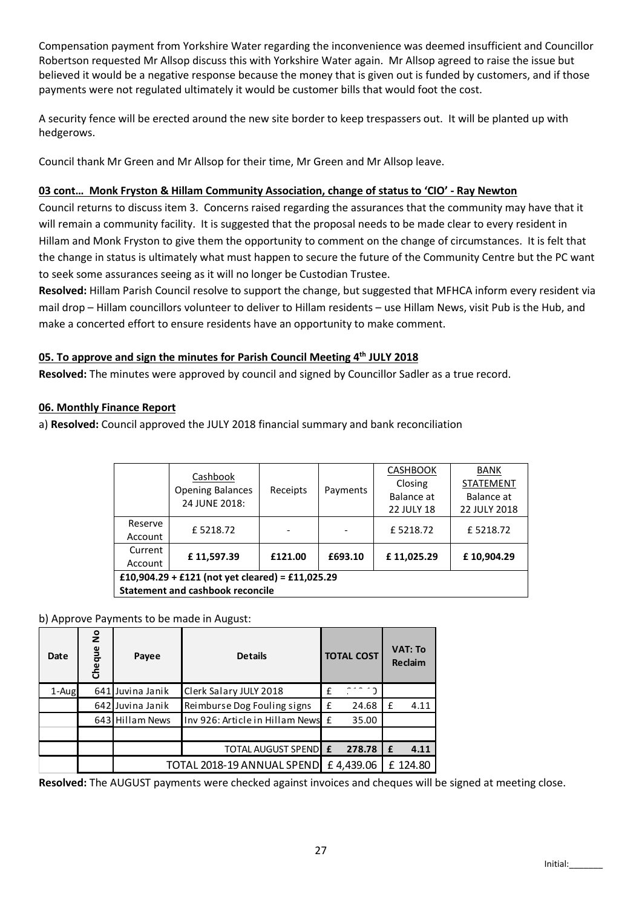Compensation payment from Yorkshire Water regarding the inconvenience was deemed insufficient and Councillor Robertson requested Mr Allsop discuss this with Yorkshire Water again. Mr Allsop agreed to raise the issue but believed it would be a negative response because the money that is given out is funded by customers, and if those payments were not regulated ultimately it would be customer bills that would foot the cost.

A security fence will be erected around the new site border to keep trespassers out. It will be planted up with hedgerows.

Council thank Mr Green and Mr Allsop for their time, Mr Green and Mr Allsop leave.

**03 cont… Monk Fryston & Hillam Community Association, change of status to 'CIO' - Ray Newton**

Council returns to discuss item 3. Concerns raised regarding the assurances that the community may have that it will remain a community facility. It is suggested that the proposal needs to be made clear to every resident in Hillam and Monk Fryston to give them the opportunity to comment on the change of circumstances. It is felt that the change in status is ultimately what must happen to secure the future of the Community Centre but the PC want to seek some assurances seeing as it will no longer be Custodian Trustee.

**Resolved:** Hillam Parish Council resolve to support the change, but suggested that MFHCA inform every resident via mail drop – Hillam councillors volunteer to deliver to Hillam residents – use Hillam News, visit Pub is the Hub, and make a concerted effort to ensure residents have an opportunity to make comment.

**05. To approve and sign the minutes for Parish Council Meeting 4th JULY 2018**

**Resolved:** The minutes were approved by council and signed by Councillor Sadler as a true record.

**06. Monthly Finance Report**

a) **Resolved:** Council approved the JULY 2018 financial summary and bank reconciliation

| | Cashbook Opening Balances 24 JUNE 2018: | Receipts | Payments | CASHBOOK Closing Balance at 22 JULY 18 | BANK STATEMENT Balance at 22 JULY 2018 |
|---|---|---|---|---|---|
| Reserve Account | £ 5218.72 | - | - | £ 5218.72 | £ 5218.72 |
| Current Account | **£ 11,597.39** | **£121.00** | **£693.10** | **£ 11,025.29** | **£ 10,904.29** |
| **£10,904.29 + £121 (not yet cleared) = £11,025.29** | | | | | |
| **Statement and cashbook reconcile** | | | | | |

b) Approve Payments to be made in August:

| Date | Cheque No | Payee | Details | TOTAL COST | VAT: To Reclaim |
|---|---|---|---|---|---|
| 1-Aug | 641 | Juvina Janik | Clerk Salary JULY 2018 | £ | |
| | 642 | Juvina Janik | Reimburse Dog Fouling signs | £ 24.68 | £ 4.11 |
| | 643 | Hillam News | Inv 926: Article in Hillam News | £ 35.00 | |
| | | | | | |
| | | | **TOTAL AUGUST SPEND** | **£ 278.78** | **£ 4.11** |
| | | | TOTAL 2018-19 ANNUAL SPEND | £ 4,439.06 | £ 124.80 |

**Resolved:** The AUGUST payments were checked against invoices and cheques will be signed at meeting close.

Initial:_______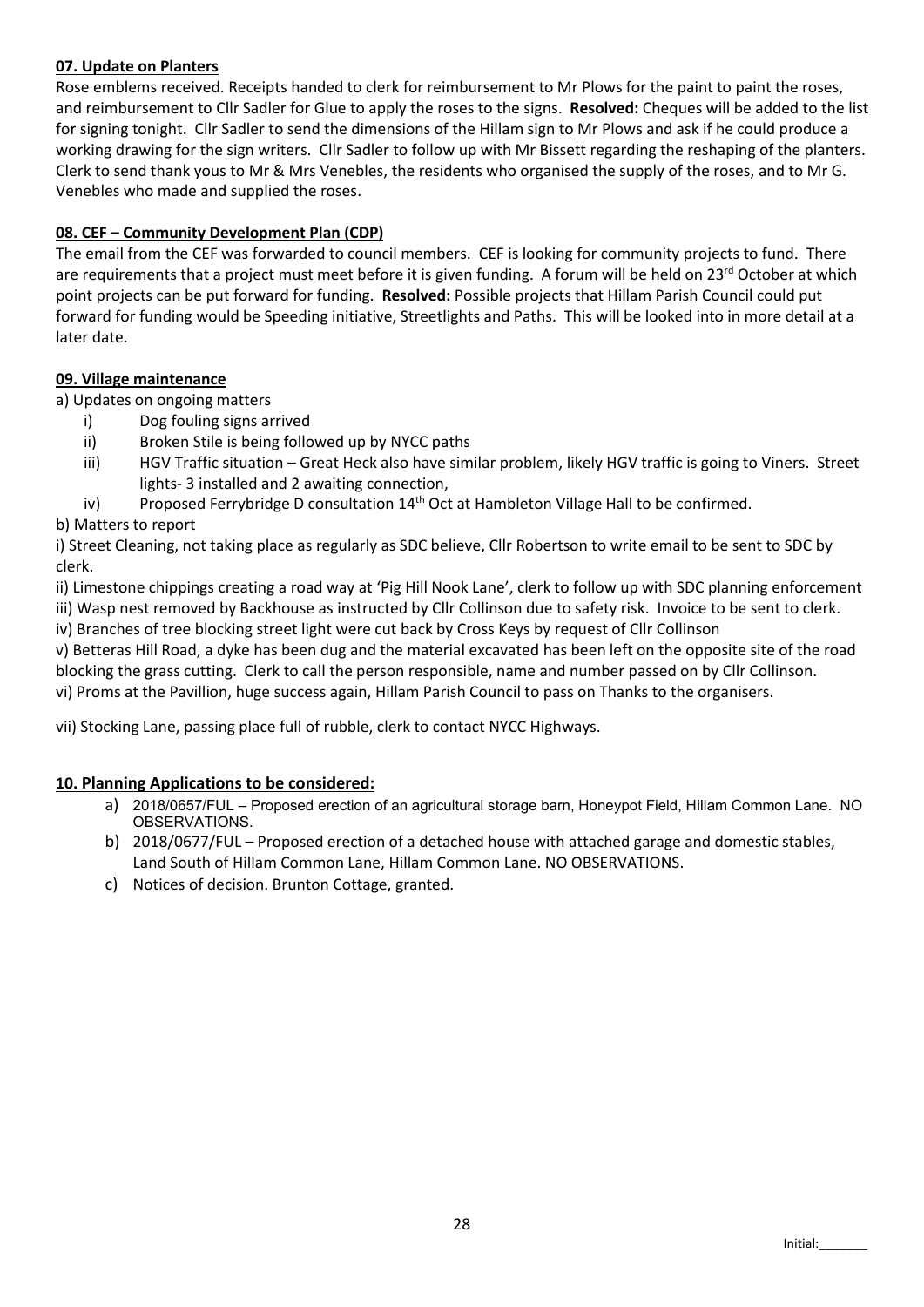### 07. Update on Planters

Rose emblems received. Receipts handed to clerk for reimbursement to Mr Plows for the paint to paint the roses, and reimbursement to Cllr Sadler for Glue to apply the roses to the signs. **Resolved:** Cheques will be added to the list for signing tonight. Cllr Sadler to send the dimensions of the Hillam sign to Mr Plows and ask if he could produce a working drawing for the sign writers. Cllr Sadler to follow up with Mr Bissett regarding the reshaping of the planters. Clerk to send thank yous to Mr & Mrs Venebles, the residents who organised the supply of the roses, and to Mr G. Venebles who made and supplied the roses.

### 08. CEF – Community Development Plan (CDP)

The email from the CEF was forwarded to council members. CEF is looking for community projects to fund. There are requirements that a project must meet before it is given funding. A forum will be held on 23rd October at which point projects can be put forward for funding. **Resolved:** Possible projects that Hillam Parish Council could put forward for funding would be Speeding initiative, Streetlights and Paths. This will be looked into in more detail at a later date.

### 09. Village maintenance

a) Updates on ongoing matters

- i) Dog fouling signs arrived
- ii) Broken Stile is being followed up by NYCC paths
- iii) HGV Traffic situation – Great Heck also have similar problem, likely HGV traffic is going to Viners. Street lights- 3 installed and 2 awaiting connection,
- iv) Proposed Ferrybridge D consultation 14th Oct at Hambleton Village Hall to be confirmed.

b) Matters to report

i) Street Cleaning, not taking place as regularly as SDC believe, Cllr Robertson to write email to be sent to SDC by clerk.

ii) Limestone chippings creating a road way at 'Pig Hill Nook Lane', clerk to follow up with SDC planning enforcement

iii) Wasp nest removed by Backhouse as instructed by Cllr Collinson due to safety risk. Invoice to be sent to clerk.

iv) Branches of tree blocking street light were cut back by Cross Keys by request of Cllr Collinson

v) Betteras Hill Road, a dyke has been dug and the material excavated has been left on the opposite site of the road blocking the grass cutting. Clerk to call the person responsible, name and number passed on by Cllr Collinson.

vi) Proms at the Pavillion, huge success again, Hillam Parish Council to pass on Thanks to the organisers.

vii) Stocking Lane, passing place full of rubble, clerk to contact NYCC Highways.

### 10. Planning Applications to be considered:

a) 2018/0657/FUL – Proposed erection of an agricultural storage barn, Honeypot Field, Hillam Common Lane. NO OBSERVATIONS.

b) 2018/0677/FUL – Proposed erection of a detached house with attached garage and domestic stables, Land South of Hillam Common Lane, Hillam Common Lane. NO OBSERVATIONS.

c) Notices of decision. Brunton Cottage, granted.

Initial:_______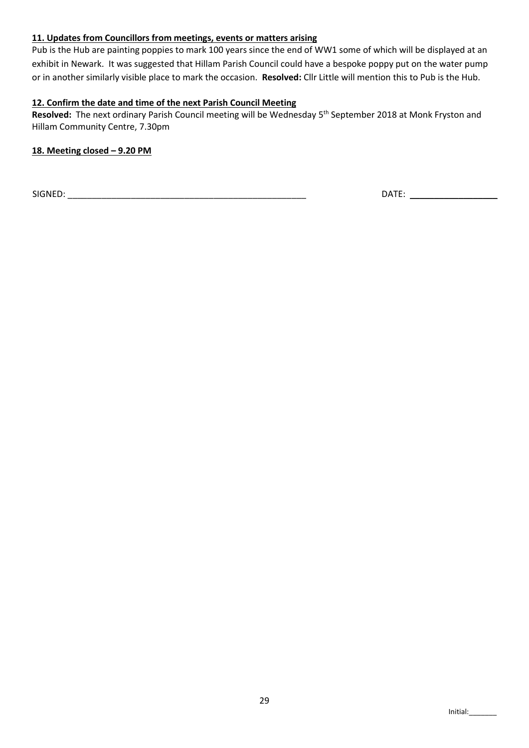**11. Updates from Councillors from meetings, events or matters arising**

Pub is the Hub are painting poppies to mark 100 years since the end of WW1 some of which will be displayed at an exhibit in Newark. It was suggested that Hillam Parish Council could have a bespoke poppy put on the water pump or in another similarly visible place to mark the occasion. **Resolved:** Cllr Little will mention this to Pub is the Hub.

**12. Confirm the date and time of the next Parish Council Meeting**

**Resolved:** The next ordinary Parish Council meeting will be Wednesday 5th September 2018 at Monk Fryston and Hillam Community Centre, 7.30pm

**18. Meeting closed – 9.20 PM**

SIGNED: ___________________________________________________ DATE: ___________________

Initial:_______